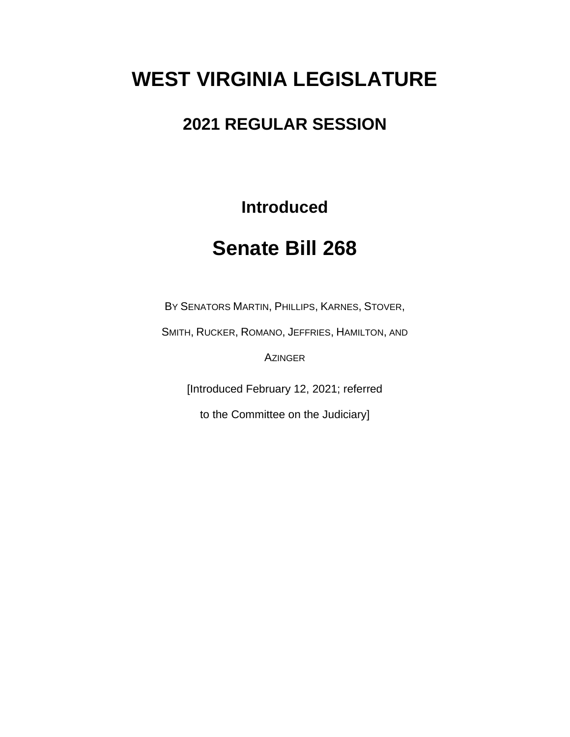# WEST VIRGINIA LEGISLATURE

## 2021 REGULAR SESSION

### Introduced

## Senate Bill 268

BY SENATORS MARTIN, PHILLIPS, KARNES, STOVER, SMITH, RUCKER, ROMANO, JEFFRIES, HAMILTON, AND AZINGER

[Introduced February 12, 2021; referred to the Committee on the Judiciary]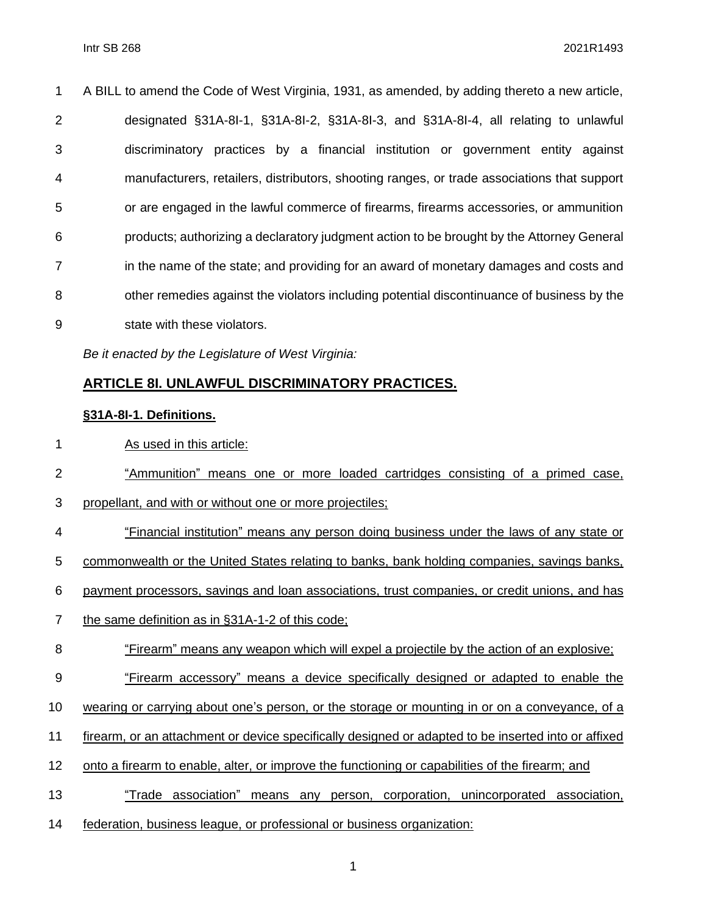A BILL to amend the Code of West Virginia, 1931, as amended, by adding thereto a new article, designated §31A-8I-1, §31A-8I-2, §31A-8I-3, and §31A-8I-4, all relating to unlawful discriminatory practices by a financial institution or government entity against manufacturers, retailers, distributors, shooting ranges, or trade associations that support or are engaged in the lawful commerce of firearms, firearms accessories, or ammunition products; authorizing a declaratory judgment action to be brought by the Attorney General in the name of the state; and providing for an award of monetary damages and costs and other remedies against the violators including potential discontinuance of business by the state with these violators.

*Be it enacted by the Legislature of West Virginia:*

## ARTICLE 8I. UNLAWFUL DISCRIMINATORY PRACTICES.

### §31A-8I-1. Definitions.

As used in this article:

"Ammunition" means one or more loaded cartridges consisting of a primed case, propellant, and with or without one or more projectiles;

"Financial institution" means any person doing business under the laws of any state or commonwealth or the United States relating to banks, bank holding companies, savings banks, payment processors, savings and loan associations, trust companies, or credit unions, and has the same definition as in §31A-1-2 of this code;

"Firearm" means any weapon which will expel a projectile by the action of an explosive;

"Firearm accessory" means a device specifically designed or adapted to enable the wearing or carrying about one's person, or the storage or mounting in or on a conveyance, of a firearm, or an attachment or device specifically designed or adapted to be inserted into or affixed onto a firearm to enable, alter, or improve the functioning or capabilities of the firearm; and

"Trade association" means any person, corporation, unincorporated association, federation, business league, or professional or business organization: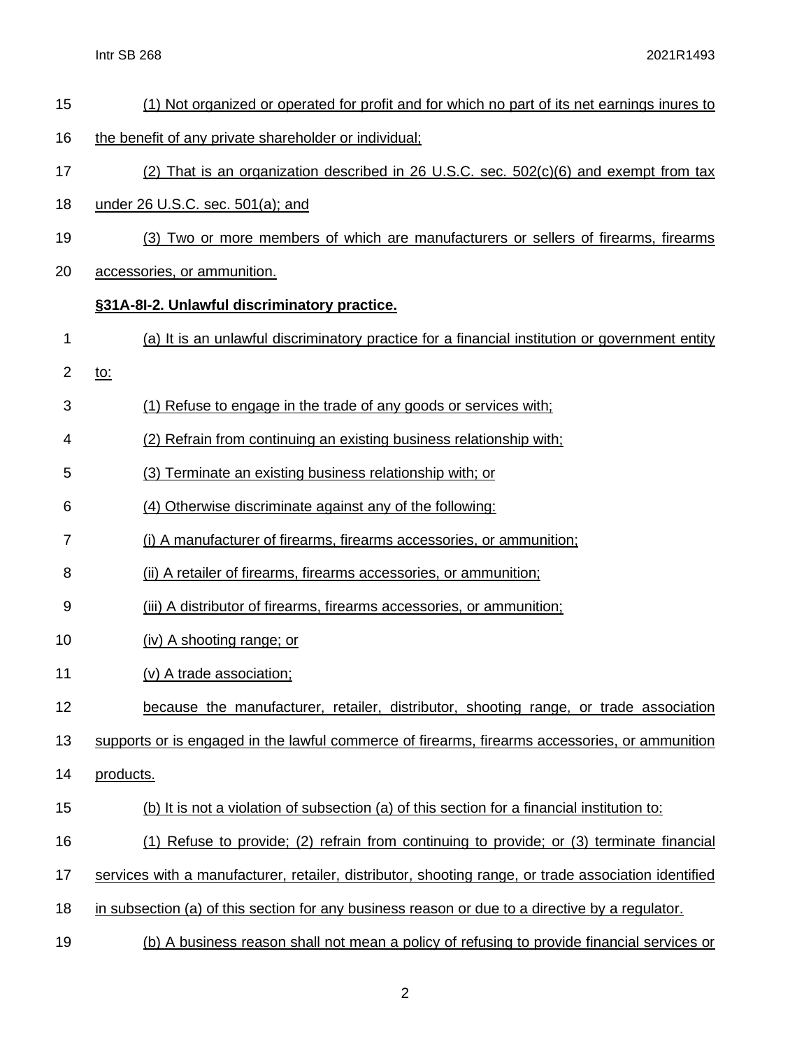(1) Not organized or operated for profit and for which no part of its net earnings inures to the benefit of any private shareholder or individual;

(2) That is an organization described in 26 U.S.C. sec. 502(c)(6) and exempt from tax under 26 U.S.C. sec. 501(a); and

(3) Two or more members of which are manufacturers or sellers of firearms, firearms accessories, or ammunition.

**§31A-8I-2. Unlawful discriminatory practice.**

(a) It is an unlawful discriminatory practice for a financial institution or government entity to:

(1) Refuse to engage in the trade of any goods or services with;

(2) Refrain from continuing an existing business relationship with;

(3) Terminate an existing business relationship with; or

(4) Otherwise discriminate against any of the following:

(i) A manufacturer of firearms, firearms accessories, or ammunition;

(ii) A retailer of firearms, firearms accessories, or ammunition;

(iii) A distributor of firearms, firearms accessories, or ammunition;

(iv) A shooting range; or

(v) A trade association;

because the manufacturer, retailer, distributor, shooting range, or trade association supports or is engaged in the lawful commerce of firearms, firearms accessories, or ammunition products.

(b) It is not a violation of subsection (a) of this section for a financial institution to:

(1) Refuse to provide; (2) refrain from continuing to provide; or (3) terminate financial services with a manufacturer, retailer, distributor, shooting range, or trade association identified in subsection (a) of this section for any business reason or due to a directive by a regulator.

(b) A business reason shall not mean a policy of refusing to provide financial services or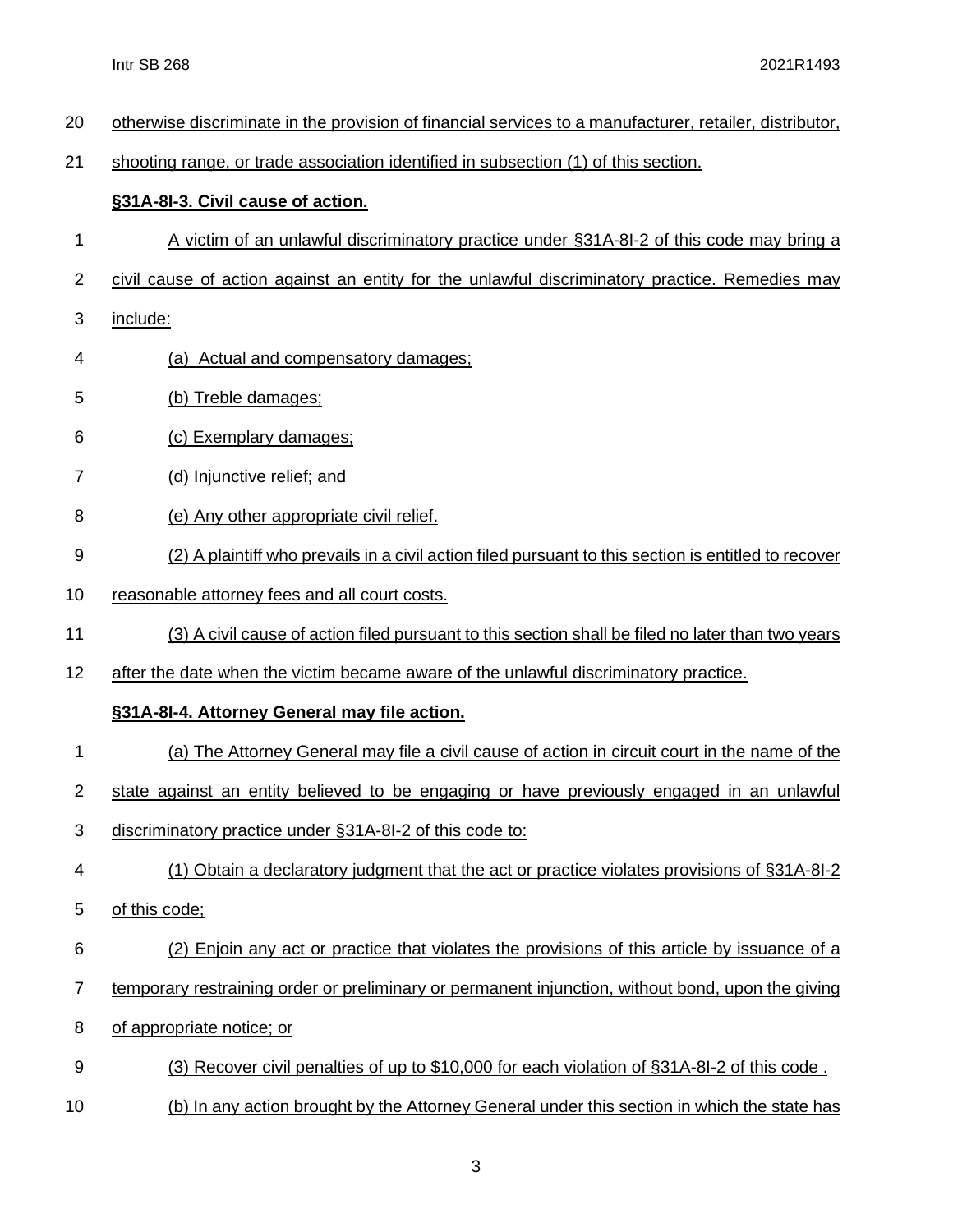otherwise discriminate in the provision of financial services to a manufacturer, retailer, distributor, shooting range, or trade association identified in subsection (1) of this section.

**§31A-8I-3. Civil cause of action.**

A victim of an unlawful discriminatory practice under §31A-8I-2 of this code may bring a civil cause of action against an entity for the unlawful discriminatory practice. Remedies may include:

(a) Actual and compensatory damages;

(b) Treble damages;

(c) Exemplary damages;

(d) Injunctive relief; and

(e) Any other appropriate civil relief.

(2) A plaintiff who prevails in a civil action filed pursuant to this section is entitled to recover reasonable attorney fees and all court costs.

(3) A civil cause of action filed pursuant to this section shall be filed no later than two years after the date when the victim became aware of the unlawful discriminatory practice.

**§31A-8I-4. Attorney General may file action.**

(a) The Attorney General may file a civil cause of action in circuit court in the name of the state against an entity believed to be engaging or have previously engaged in an unlawful discriminatory practice under §31A-8I-2 of this code to:

(1) Obtain a declaratory judgment that the act or practice violates provisions of §31A-8I-2 of this code;

(2) Enjoin any act or practice that violates the provisions of this article by issuance of a temporary restraining order or preliminary or permanent injunction, without bond, upon the giving of appropriate notice; or

(3) Recover civil penalties of up to $10,000 for each violation of §31A-8I-2 of this code .

(b) In any action brought by the Attorney General under this section in which the state has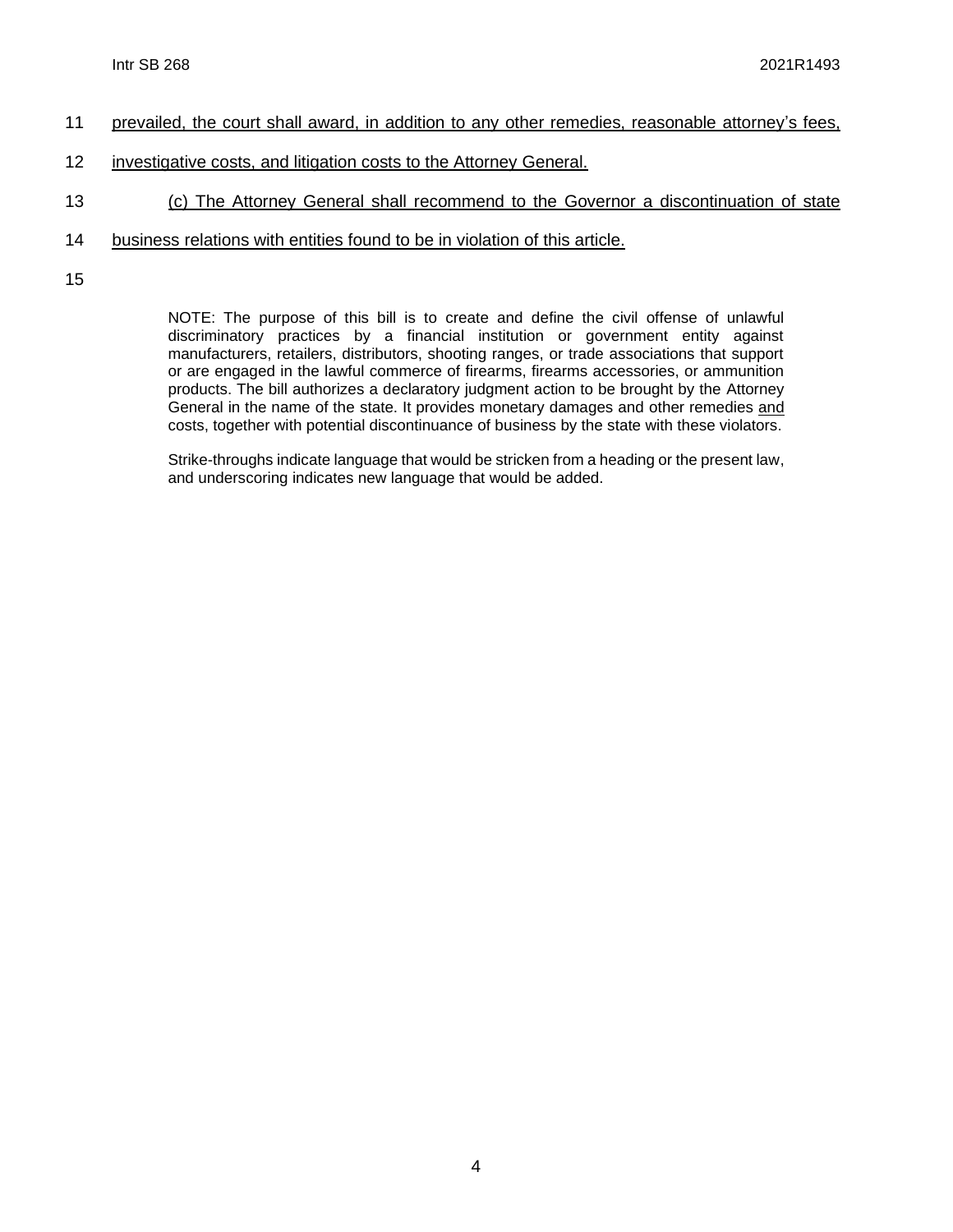prevailed, the court shall award, in addition to any other remedies, reasonable attorney's fees, investigative costs, and litigation costs to the Attorney General.

(c) The Attorney General shall recommend to the Governor a discontinuation of state business relations with entities found to be in violation of this article.

NOTE: The purpose of this bill is to create and define the civil offense of unlawful discriminatory practices by a financial institution or government entity against manufacturers, retailers, distributors, shooting ranges, or trade associations that support or are engaged in the lawful commerce of firearms, firearms accessories, or ammunition products. The bill authorizes a declaratory judgment action to be brought by the Attorney General in the name of the state. It provides monetary damages and other remedies and costs, together with potential discontinuance of business by the state with these violators.

Strike-throughs indicate language that would be stricken from a heading or the present law, and underscoring indicates new language that would be added.